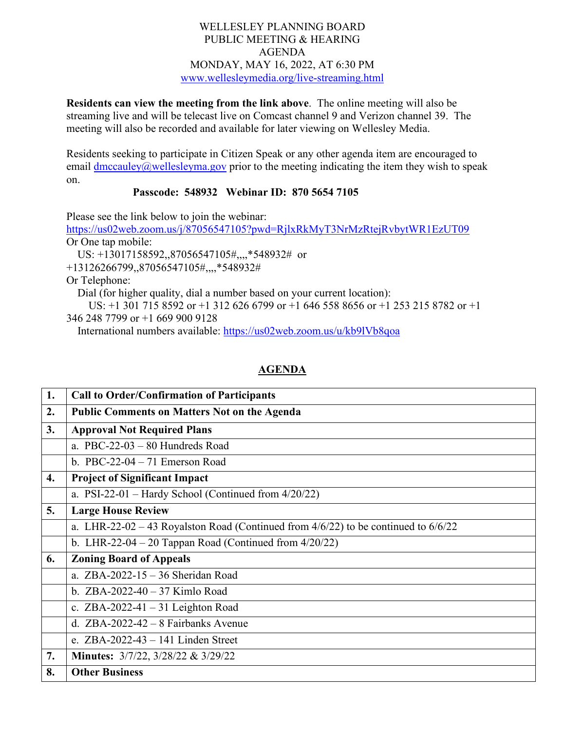WELLESLEY PLANNING BOARD
PUBLIC MEETING & HEARING
AGENDA
MONDAY, MAY 16, 2022, AT 6:30 PM
www.wellesleymedia.org/live-streaming.html

**Residents can view the meeting from the link above**. The online meeting will also be streaming live and will be telecast live on Comcast channel 9 and Verizon channel 39. The meeting will also be recorded and available for later viewing on Wellesley Media.

Residents seeking to participate in Citizen Speak or any other agenda item are encouraged to email dmccauley@wellesleyma.gov prior to the meeting indicating the item they wish to speak on.

**Passcode: 548932 Webinar ID: 870 5654 7105**

Please see the link below to join the webinar:
https://us02web.zoom.us/j/87056547105?pwd=RjlxRkMyT3NrMzRtejRvbytWR1EzUT09
Or One tap mobile:
US: +13017158592,,87056547105#,,,,*548932# or
+13126266799,,87056547105#,,,,*548932#
Or Telephone:
Dial (for higher quality, dial a number based on your current location):
US: +1 301 715 8592 or +1 312 626 6799 or +1 646 558 8656 or +1 253 215 8782 or +1 346 248 7799 or +1 669 900 9128
International numbers available: https://us02web.zoom.us/u/kb9lVb8qoa

## AGENDA

| | |
|---|---|
| **1.** | **Call to Order/Confirmation of Participants** |
| **2.** | **Public Comments on Matters Not on the Agenda** |
| **3.** | **Approval Not Required Plans** |
| | a. PBC-22-03 – 80 Hundreds Road |
| | b. PBC-22-04 – 71 Emerson Road |
| **4.** | **Project of Significant Impact** |
| | a. PSI-22-01 – Hardy School (Continued from 4/20/22) |
| **5.** | **Large House Review** |
| | a. LHR-22-02 – 43 Royalston Road (Continued from 4/6/22) to be continued to 6/6/22 |
| | b. LHR-22-04 – 20 Tappan Road (Continued from 4/20/22) |
| **6.** | **Zoning Board of Appeals** |
| | a. ZBA-2022-15 – 36 Sheridan Road |
| | b. ZBA-2022-40 – 37 Kimlo Road |
| | c. ZBA-2022-41 – 31 Leighton Road |
| | d. ZBA-2022-42 – 8 Fairbanks Avenue |
| | e. ZBA-2022-43 – 141 Linden Street |
| **7.** | **Minutes:** 3/7/22, 3/28/22 & 3/29/22 |
| **8.** | **Other Business** |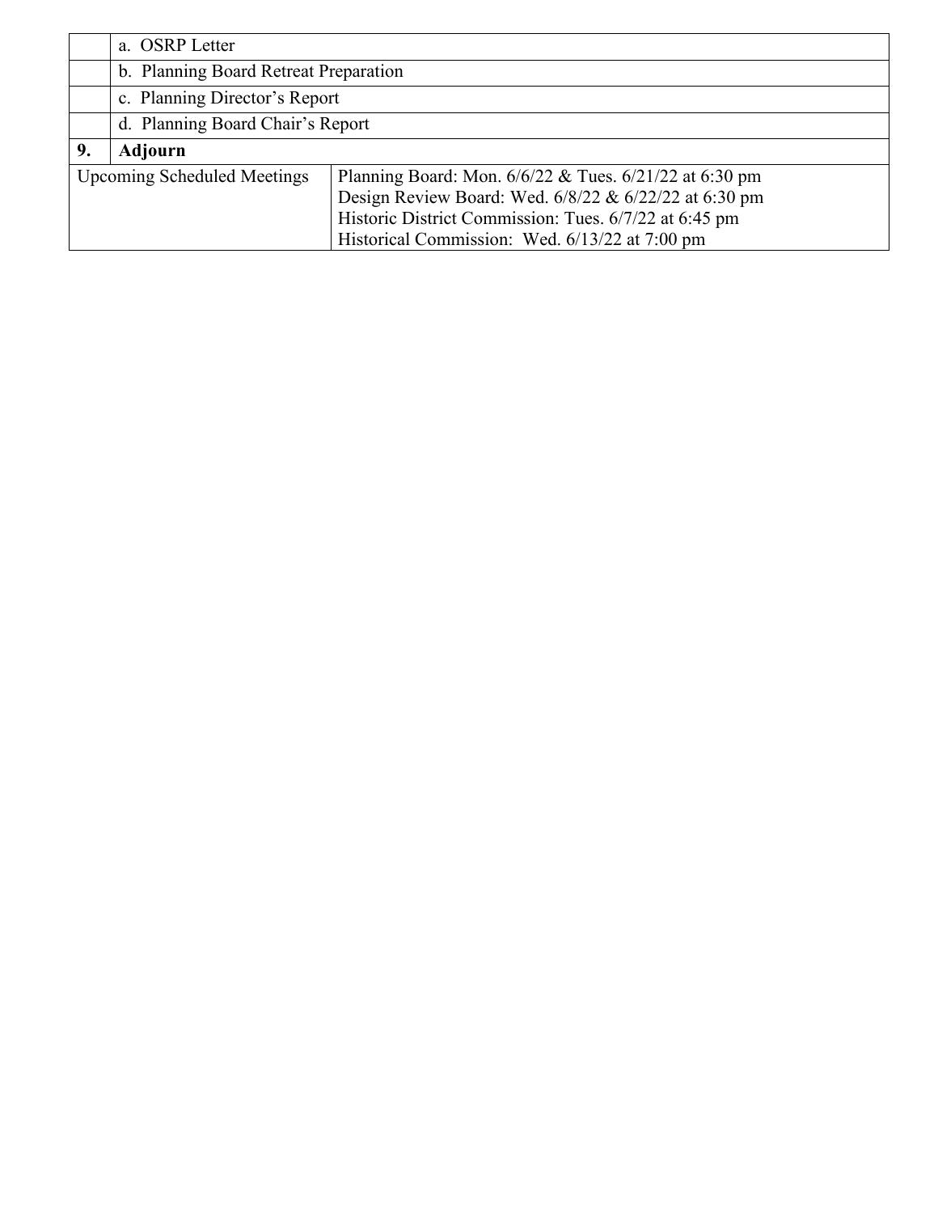| | |
|---|---|
| | a. OSRP Letter |
| | b. Planning Board Retreat Preparation |
| | c. Planning Director's Report |
| | d. Planning Board Chair's Report |
| **9.** | **Adjourn** |

| | |
|---|---|
| Upcoming Scheduled Meetings | Planning Board: Mon. 6/6/22 & Tues. 6/21/22 at 6:30 pm<br>Design Review Board: Wed. 6/8/22 & 6/22/22 at 6:30 pm<br>Historic District Commission: Tues. 6/7/22 at 6:45 pm<br>Historical Commission: Wed. 6/13/22 at 7:00 pm |